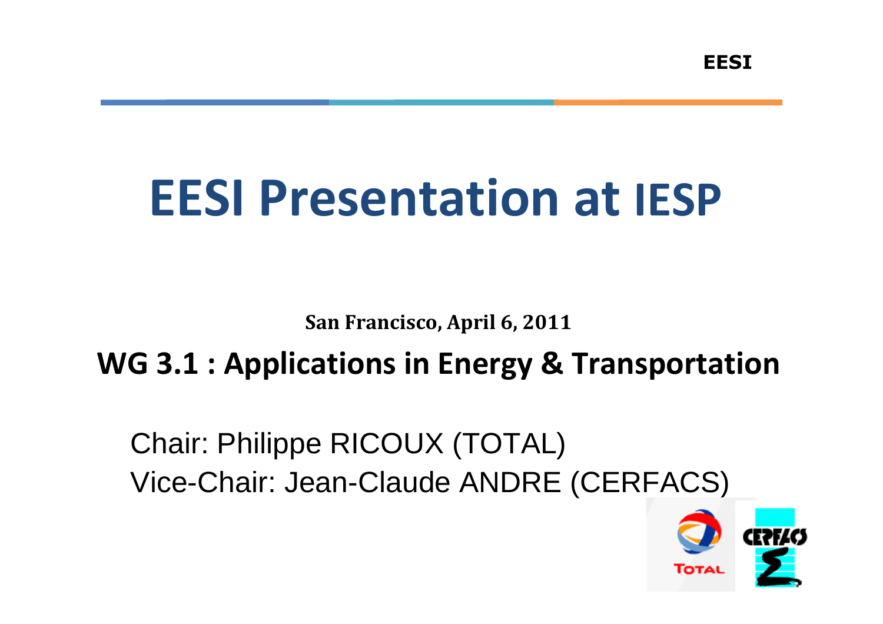# EESI Presentation at IESP

**San Francisco, April 6, 2011**

## WG 3.1 : Applications in Energy & Transportation

Chair: Philippe RICOUX (TOTAL)
Vice-Chair: Jean-Claude ANDRE (CERFACS)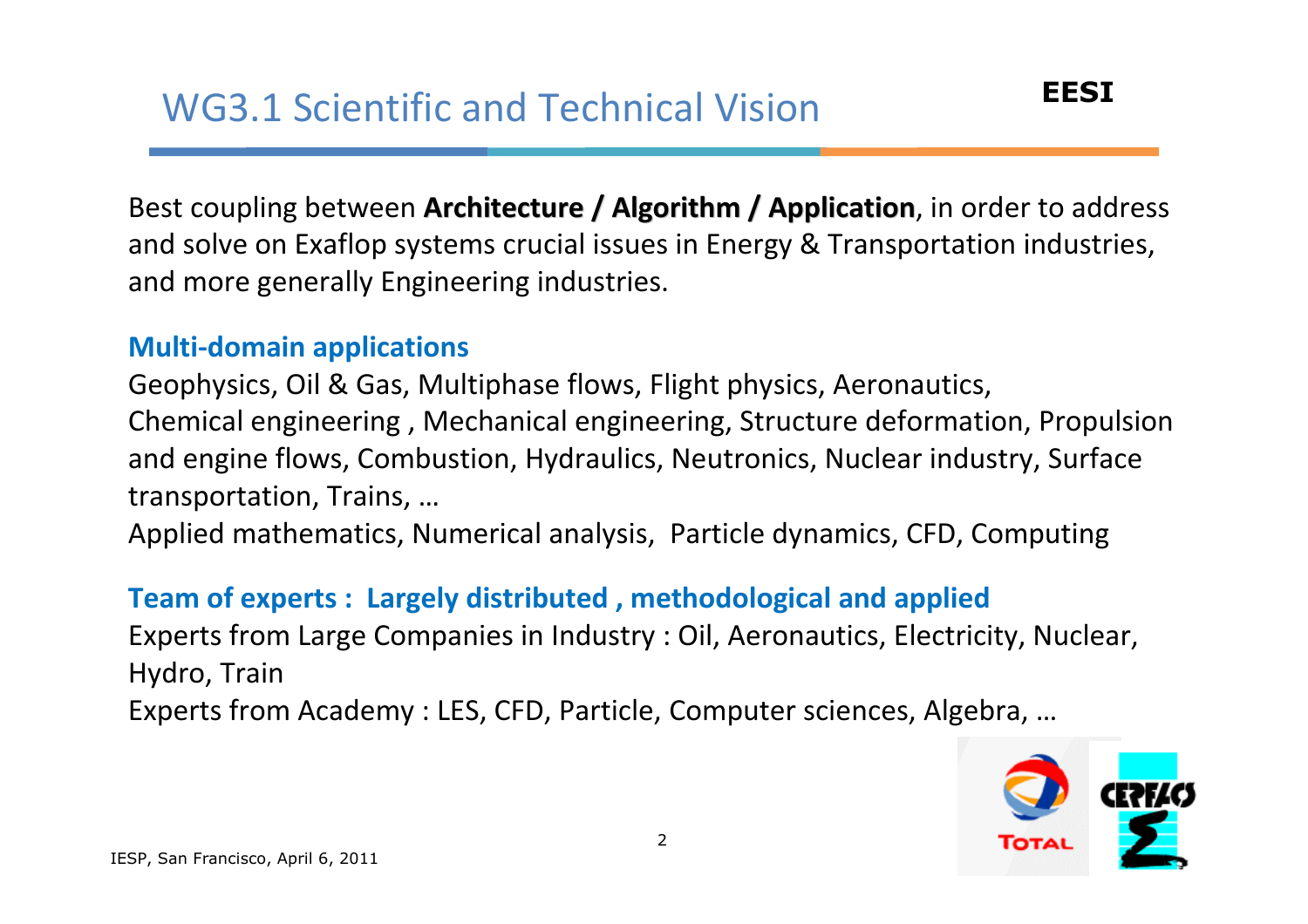# WG3.1 Scientific and Technical Vision

Best coupling between **Architecture / Algorithm / Application**, in order to address and solve on Exaflop systems crucial issues in Energy & Transportation industries, and more generally Engineering industries.

**Multi-domain applications**

Geophysics, Oil & Gas, Multiphase flows, Flight physics, Aeronautics, Chemical engineering , Mechanical engineering, Structure deformation, Propulsion and engine flows, Combustion, Hydraulics, Neutronics, Nuclear industry, Surface transportation, Trains, …

Applied mathematics, Numerical analysis, Particle dynamics, CFD, Computing

**Team of experts : Largely distributed , methodological and applied**

Experts from Large Companies in Industry : Oil, Aeronautics, Electricity, Nuclear, Hydro, Train

Experts from Academy : LES, CFD, Particle, Computer sciences, Algebra, …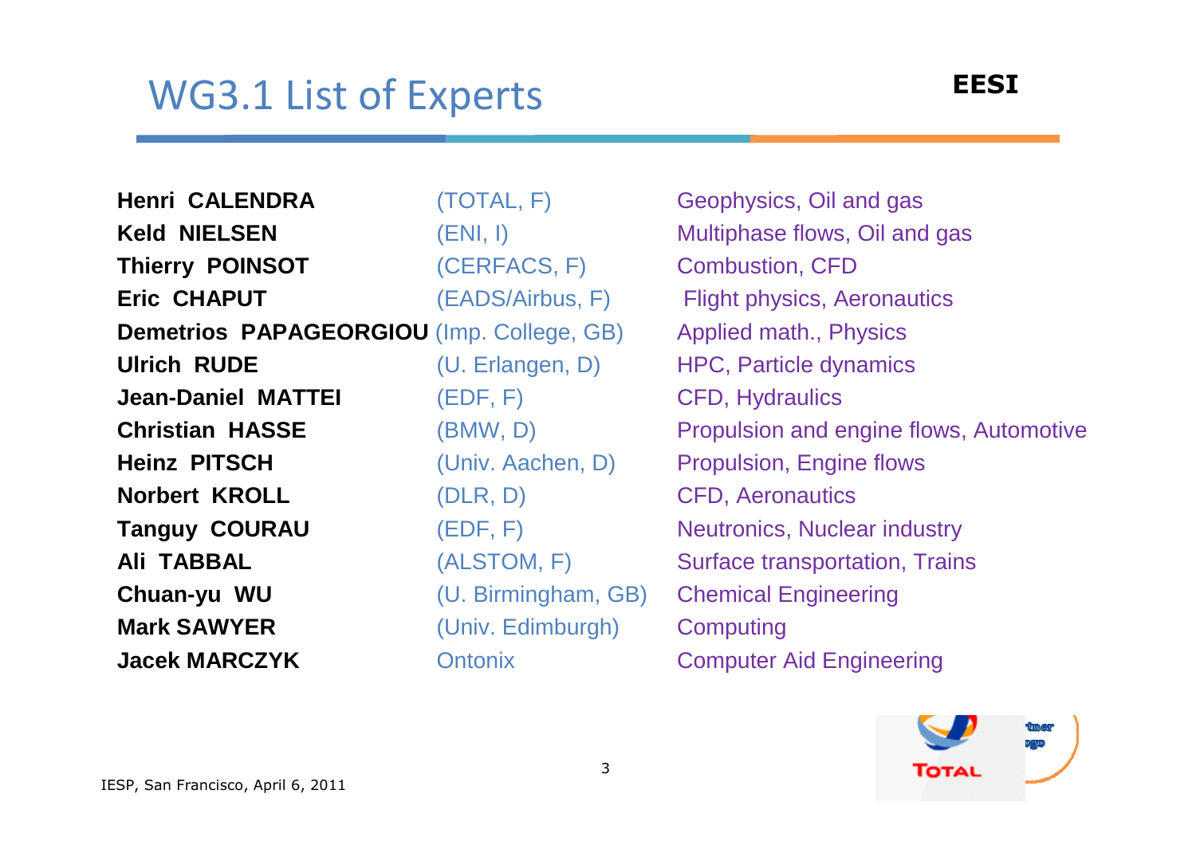# WG3.1 List of Experts

EESI

| Name | Affiliation | Domain |
|---|---|---|
| **Henri CALENDRA** | (TOTAL, F) | Geophysics, Oil and gas |
| **Keld NIELSEN** | (ENI, I) | Multiphase flows, Oil and gas |
| **Thierry POINSOT** | (CERFACS, F) | Combustion, CFD |
| **Eric CHAPUT** | (EADS/Airbus, F) | Flight physics, Aeronautics |
| **Demetrios PAPAGEORGIOU** | (Imp. College, GB) | Applied math., Physics |
| **Ulrich RUDE** | (U. Erlangen, D) | HPC, Particle dynamics |
| **Jean-Daniel MATTEI** | (EDF, F) | CFD, Hydraulics |
| **Christian HASSE** | (BMW, D) | Propulsion and engine flows, Automotive |
| **Heinz PITSCH** | (Univ. Aachen, D) | Propulsion, Engine flows |
| **Norbert KROLL** | (DLR, D) | CFD, Aeronautics |
| **Tanguy COURAU** | (EDF, F) | Neutronics, Nuclear industry |
| **Ali TABBAL** | (ALSTOM, F) | Surface transportation, Trains |
| **Chuan-yu WU** | (U. Birmingham, GB) | Chemical Engineering |
| **Mark SAWYER** | (Univ. Edimburgh) | Computing |
| **Jacek MARCZYK** | Ontonix | Computer Aid Engineering |

IESP, San Francisco, April 6, 2011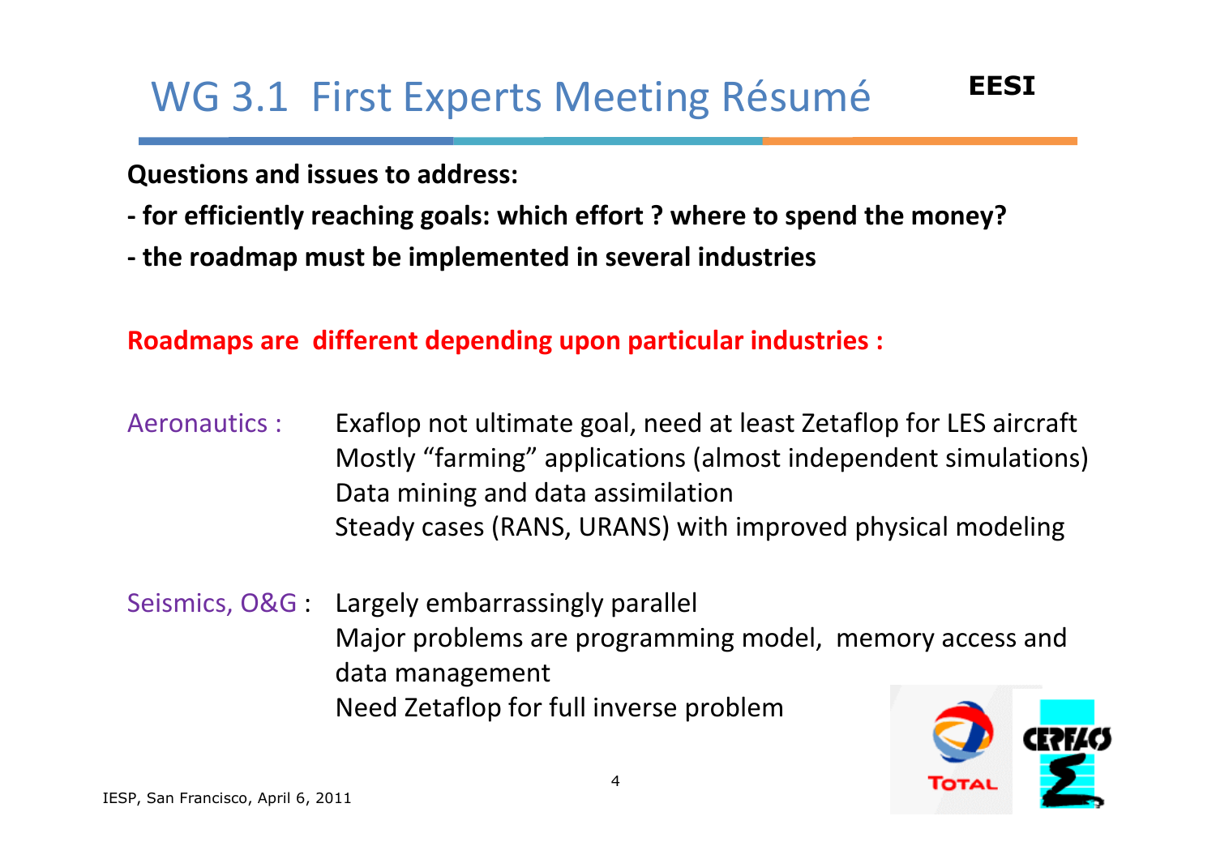# WG 3.1 First Experts Meeting Résumé

**EESI**

**Questions and issues to address:**

**- for efficiently reaching goals: which effort ? where to spend the money?**

**- the roadmap must be implemented in several industries**

**Roadmaps are different depending upon particular industries :**

Aeronautics :
- Exaflop not ultimate goal, need at least Zetaflop for LES aircraft
- Mostly "farming" applications (almost independent simulations)
- Data mining and data assimilation
- Steady cases (RANS, URANS) with improved physical modeling

Seismics, O&G :
- Largely embarrassingly parallel
- Major problems are programming model, memory access and data management
- Need Zetaflop for full inverse problem

IESP, San Francisco, April 6, 2011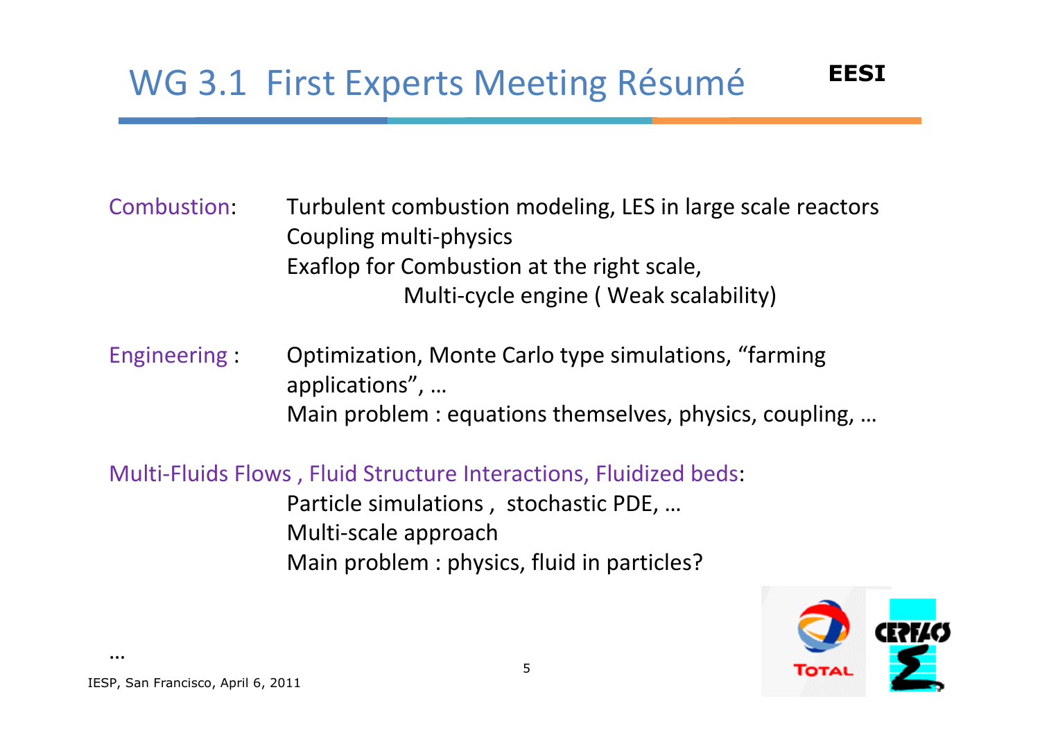# WG 3.1 First Experts Meeting Résumé

Combustion: Turbulent combustion modeling, LES in large scale reactors
Coupling multi-physics
Exaflop for Combustion at the right scale,
Multi-cycle engine ( Weak scalability)

Engineering : Optimization, Monte Carlo type simulations, “farming applications”, …
Main problem : equations themselves, physics, coupling, …

Multi-Fluids Flows , Fluid Structure Interactions, Fluidized beds:
Particle simulations , stochastic PDE, …
Multi-scale approach
Main problem : physics, fluid in particles?

…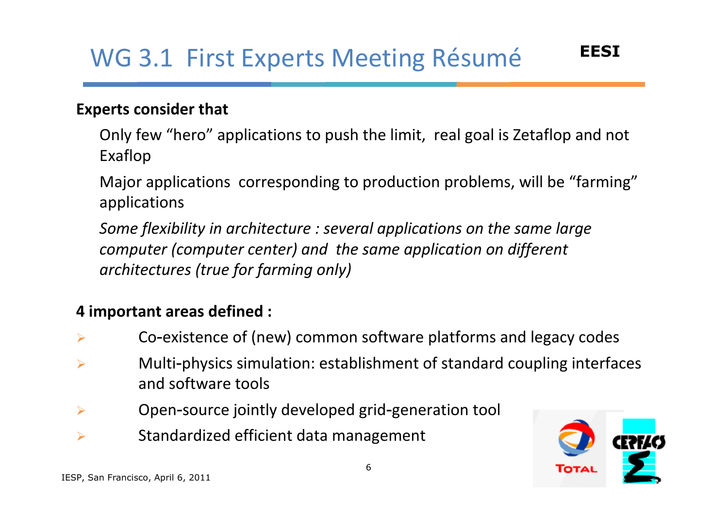# WG 3.1 First Experts Meeting Résumé

**EESI**

**Experts consider that**

Only few “hero” applications to push the limit, real goal is Zetaflop and not Exaflop

Major applications corresponding to production problems, will be “farming” applications

*Some flexibility in architecture : several applications on the same large computer (computer center) and the same application on different architectures (true for farming only)*

**4 important areas defined :**

- Co-existence of (new) common software platforms and legacy codes
- Multi-physics simulation: establishment of standard coupling interfaces and software tools
- Open-source jointly developed grid-generation tool
- Standardized efficient data management

IESP, San Francisco, April 6, 2011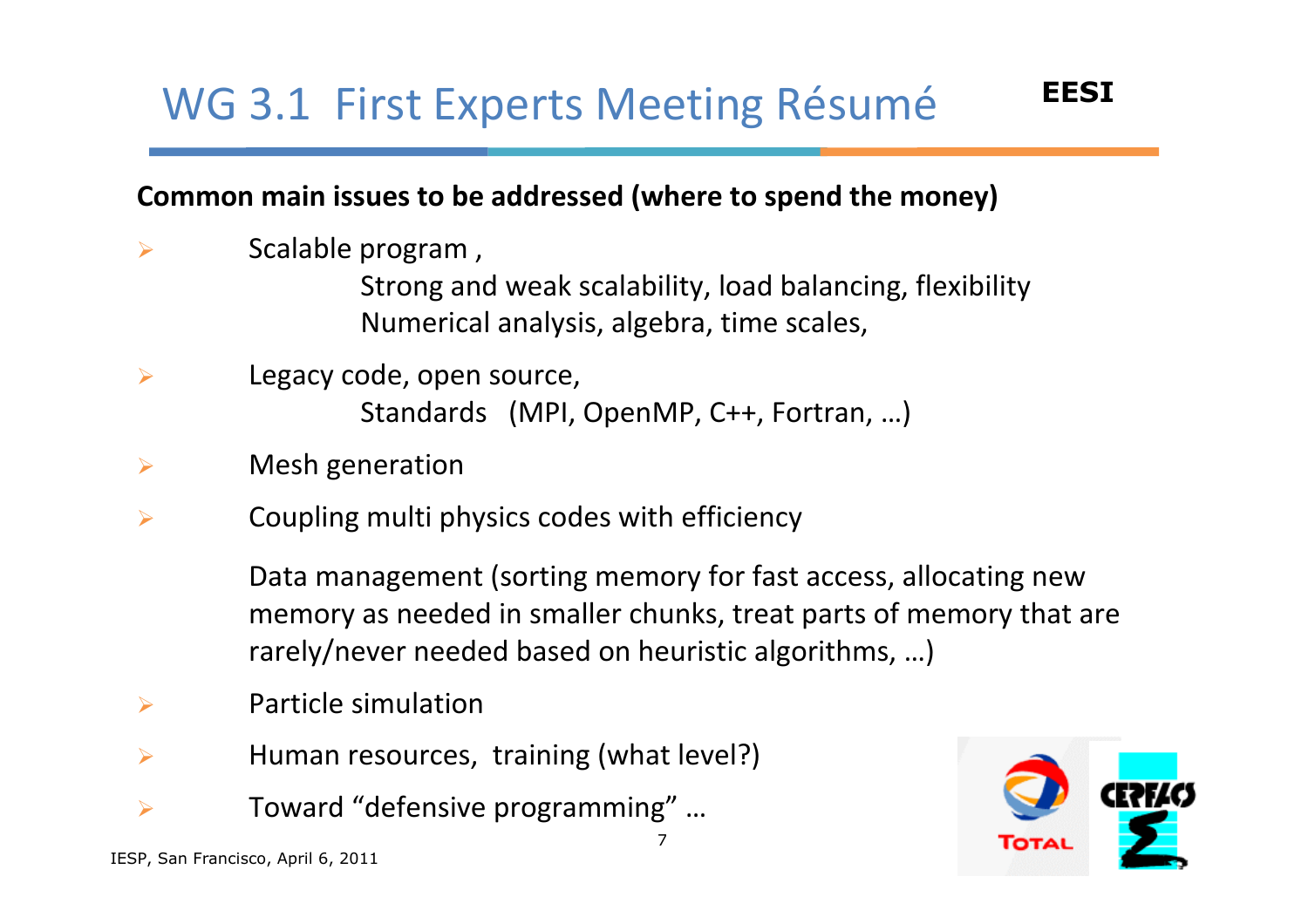# WG 3.1 First Experts Meeting Résumé

**EESI**

**Common main issues to be addressed (where to spend the money)**

- Scalable program ,
  - Strong and weak scalability, load balancing, flexibility
  - Numerical analysis, algebra, time scales,
- Legacy code, open source,
  - Standards (MPI, OpenMP, C++, Fortran, …)
- Mesh generation
- Coupling multi physics codes with efficiency

  Data management (sorting memory for fast access, allocating new memory as needed in smaller chunks, treat parts of memory that are rarely/never needed based on heuristic algorithms, …)
- Particle simulation
- Human resources, training (what level?)
- Toward “defensive programming” …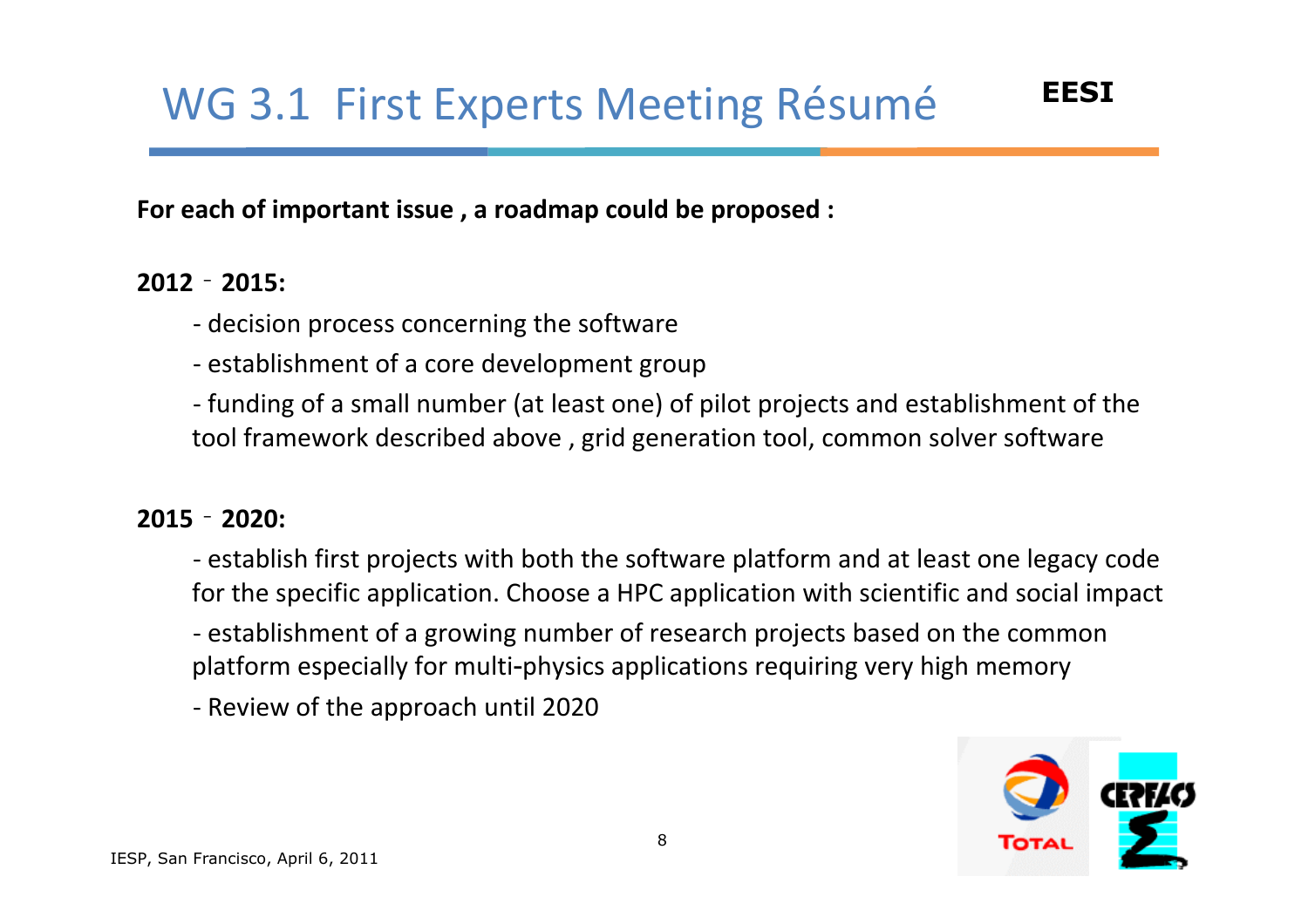# WG 3.1 First Experts Meeting Résumé

**EESI**

**For each of important issue , a roadmap could be proposed :**

**2012 ‑ 2015:**

- decision process concerning the software
- establishment of a core development group
- funding of a small number (at least one) of pilot projects and establishment of the tool framework described above , grid generation tool, common solver software

**2015 ‑ 2020:**

- establish first projects with both the software platform and at least one legacy code for the specific application. Choose a HPC application with scientific and social impact
- establishment of a growing number of research projects based on the common platform especially for multi-physics applications requiring very high memory
- Review of the approach until 2020

IESP, San Francisco, April 6, 2011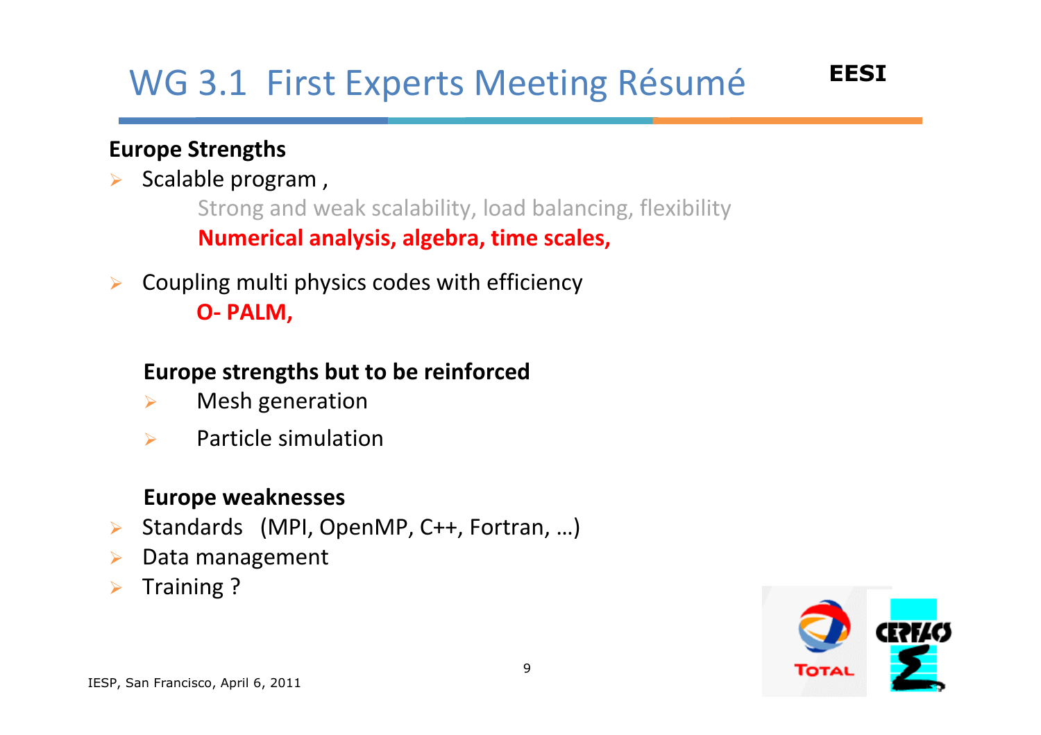# WG 3.1 First Experts Meeting Résumé

**EESI**

**Europe Strengths**

- Scalable program ,
  - Strong and weak scalability, load balancing, flexibility
  - **Numerical analysis, algebra, time scales,**
- Coupling multi physics codes with efficiency
  - **O- PALM,**

**Europe strengths but to be reinforced**

- Mesh generation
- Particle simulation

**Europe weaknesses**

- Standards (MPI, OpenMP, C++, Fortran, …)
- Data management
- Training ?

IESP, San Francisco, April 6, 2011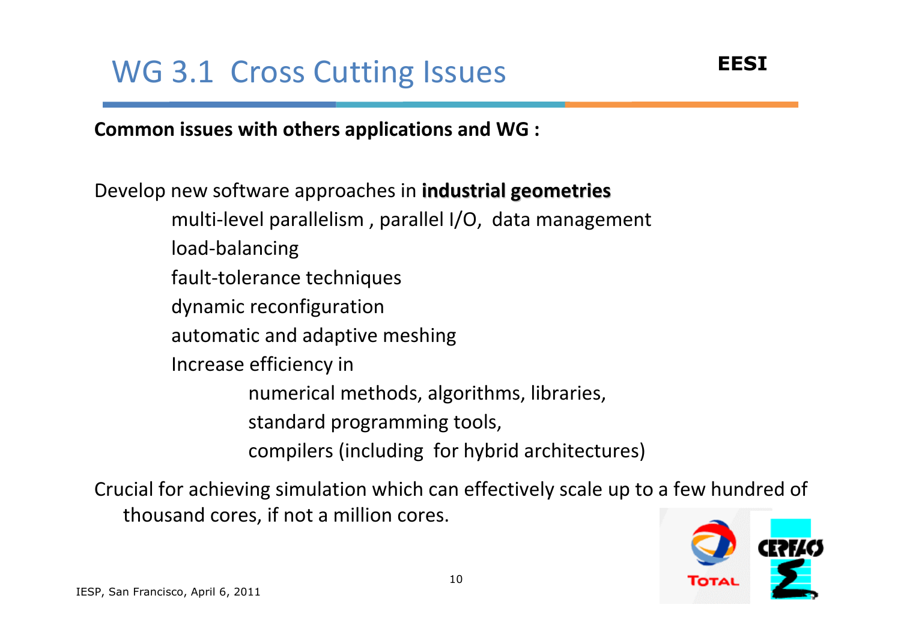# WG 3.1 Cross Cutting Issues

**EESI**

**Common issues with others applications and WG :**

Develop new software approaches in **industrial geometries**

- multi-level parallelism , parallel I/O, data management
- load-balancing
- fault-tolerance techniques
- dynamic reconfiguration
- automatic and adaptive meshing
- Increase efficiency in
  - numerical methods, algorithms, libraries,
  - standard programming tools,
  - compilers (including for hybrid architectures)

Crucial for achieving simulation which can effectively scale up to a few hundred of thousand cores, if not a million cores.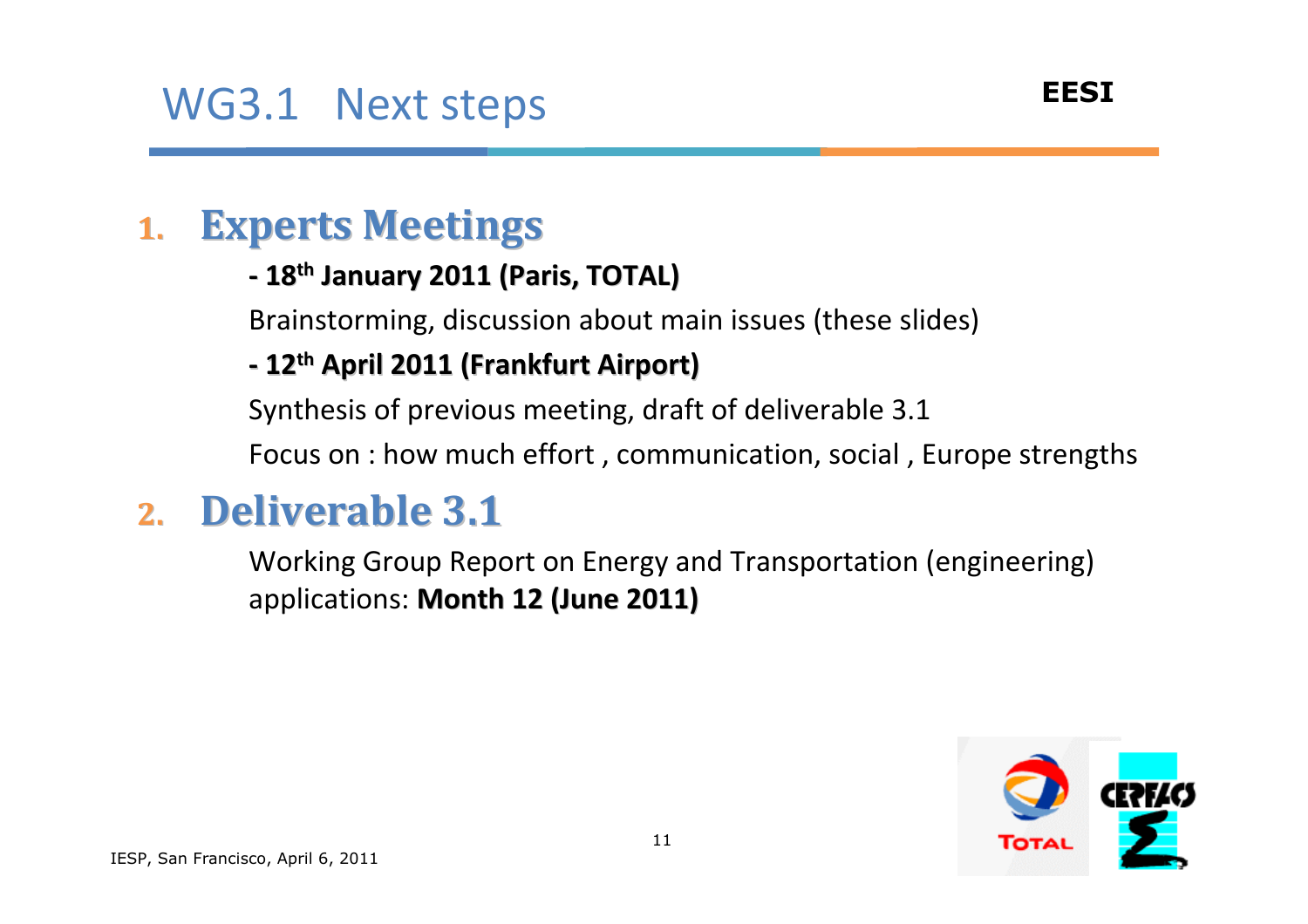# WG3.1 Next steps

EESI

## 1. Experts Meetings

**- 18th January 2011 (Paris, TOTAL)**

Brainstorming, discussion about main issues (these slides)

**- 12th April 2011 (Frankfurt Airport)**

Synthesis of previous meeting, draft of deliverable 3.1

Focus on : how much effort , communication, social , Europe strengths

## 2. Deliverable 3.1

Working Group Report on Energy and Transportation (engineering) applications: **Month 12 (June 2011)**

IESP, San Francisco, April 6, 2011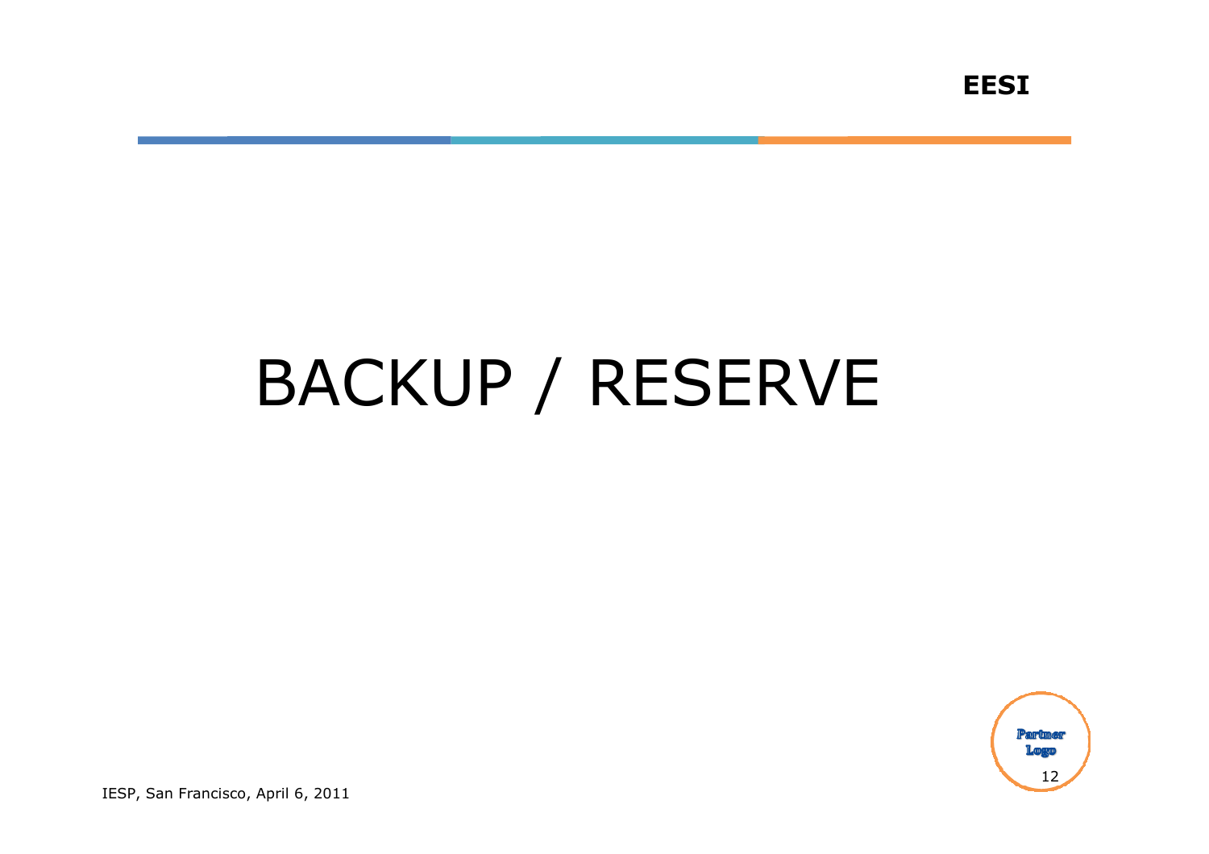# BACKUP / RESERVE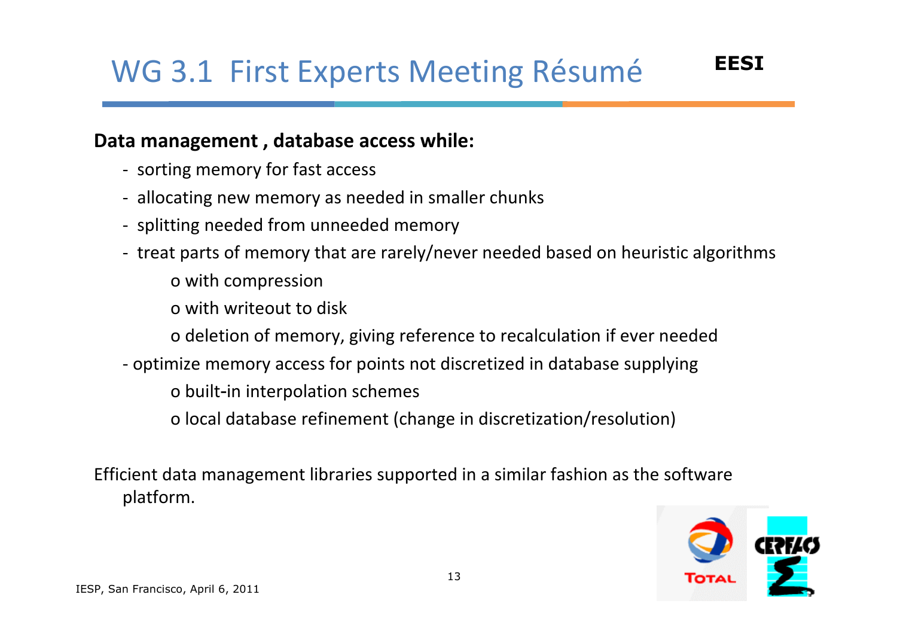# WG 3.1 First Experts Meeting Résumé

**Data management , database access while:**

- sorting memory for fast access
- allocating new memory as needed in smaller chunks
- splitting needed from unneeded memory
- treat parts of memory that are rarely/never needed based on heuristic algorithms
  - with compression
  - with writeout to disk
  - deletion of memory, giving reference to recalculation if ever needed
- optimize memory access for points not discretized in database supplying
  - built-in interpolation schemes
  - local database refinement (change in discretization/resolution)

Efficient data management libraries supported in a similar fashion as the software platform.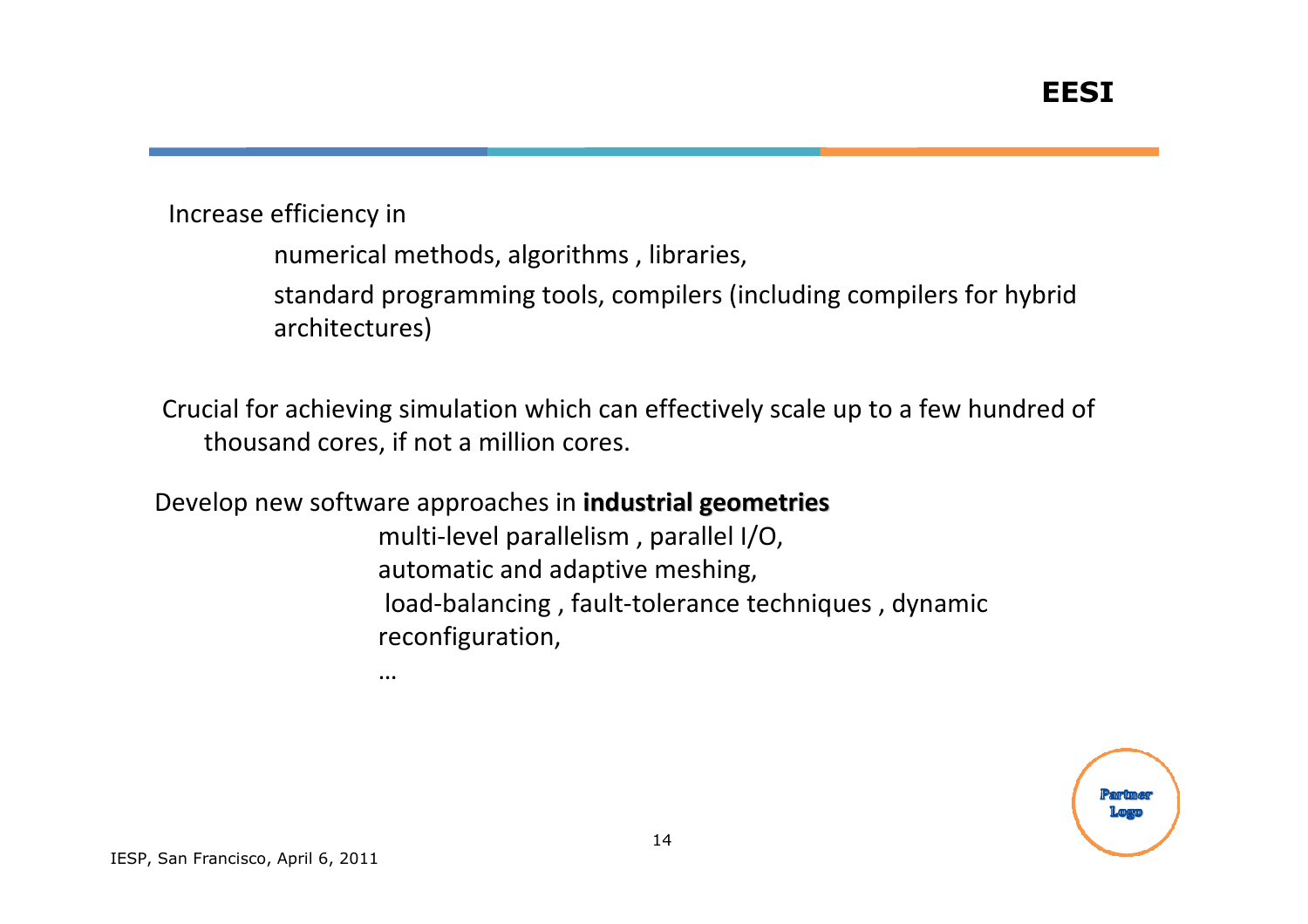Increase efficiency in

- numerical methods, algorithms , libraries,
- standard programming tools, compilers (including compilers for hybrid architectures)

Crucial for achieving simulation which can effectively scale up to a few hundred of thousand cores, if not a million cores.

Develop new software approaches in **industrial geometries**

- multi-level parallelism , parallel I/O,
- automatic and adaptive meshing,
- load-balancing , fault-tolerance techniques , dynamic reconfiguration,
- …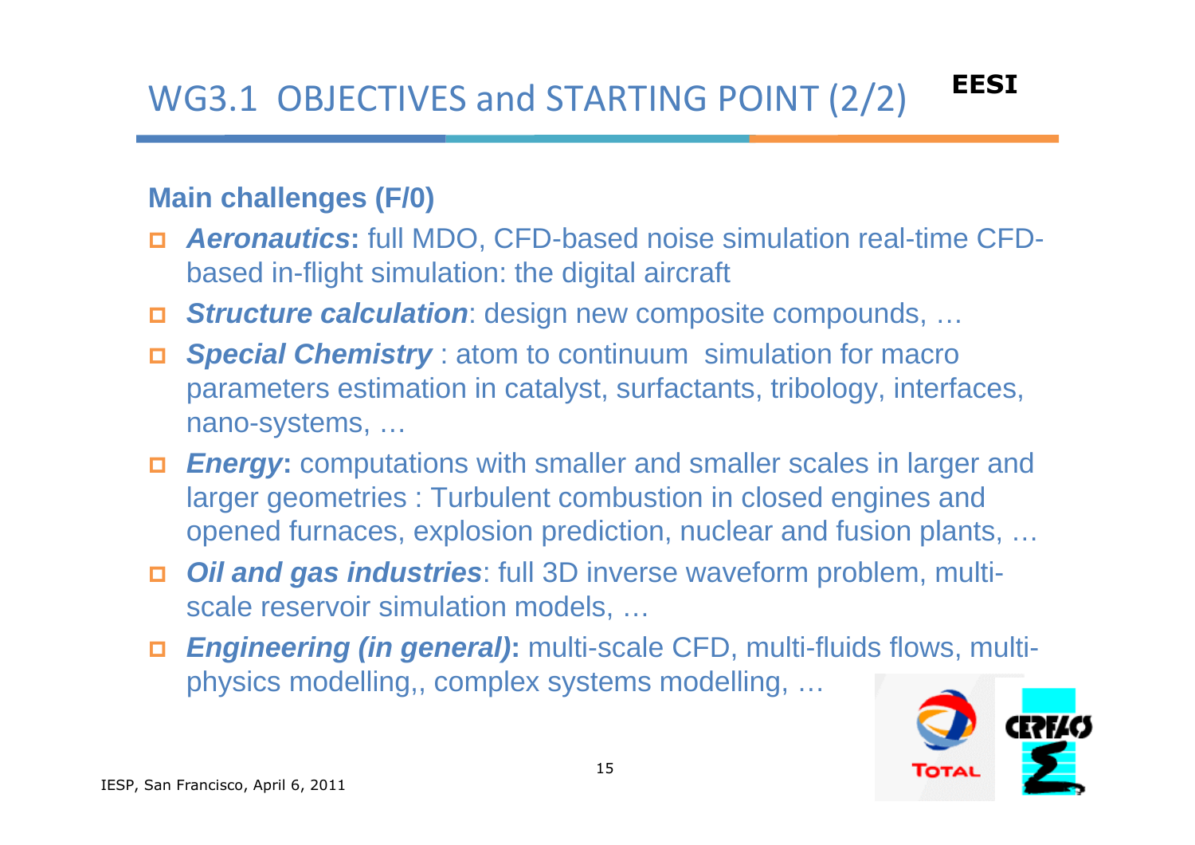# WG3.1 OBJECTIVES and STARTING POINT (2/2)

EESI

**Main challenges (F/0)**

- ***Aeronautics*****:** full MDO, CFD-based noise simulation real-time CFD-based in-flight simulation: the digital aircraft
- ***Structure calculation***: design new composite compounds, …
- ***Special Chemistry*** : atom to continuum simulation for macro parameters estimation in catalyst, surfactants, tribology, interfaces, nano-systems, …
- ***Energy*****:** computations with smaller and smaller scales in larger and larger geometries : Turbulent combustion in closed engines and opened furnaces, explosion prediction, nuclear and fusion plants, …
- ***Oil and gas industries***: full 3D inverse waveform problem, multi-scale reservoir simulation models, …
- ***Engineering (in general)*****:** multi-scale CFD, multi-fluids flows, multi-physics modelling,, complex systems modelling, …

IESP, San Francisco, April 6, 2011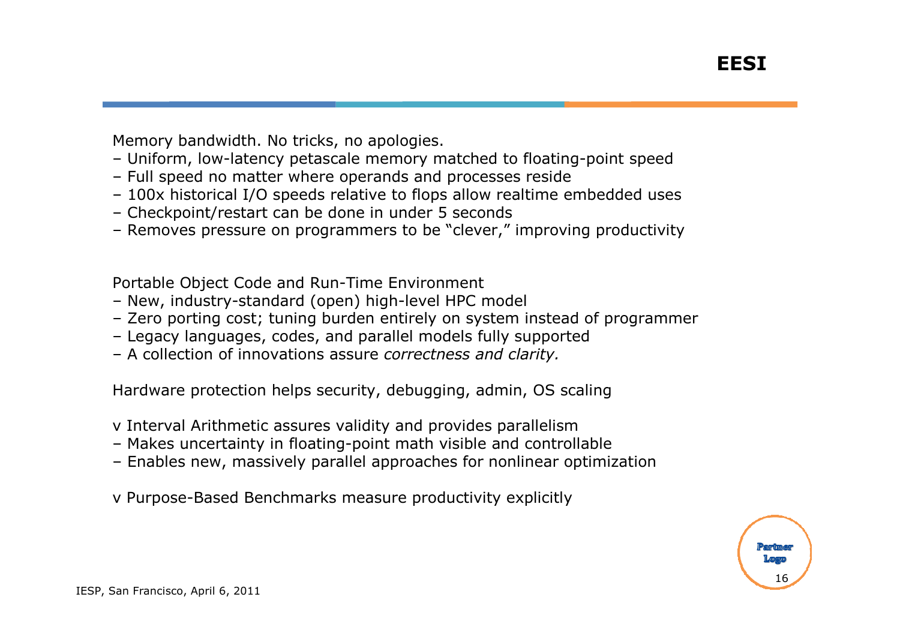Memory bandwidth. No tricks, no apologies.

– Uniform, low-latency petascale memory matched to floating-point speed
– Full speed no matter where operands and processes reside
– 100x historical I/O speeds relative to flops allow realtime embedded uses
– Checkpoint/restart can be done in under 5 seconds
– Removes pressure on programmers to be "clever," improving productivity

Portable Object Code and Run-Time Environment

– New, industry-standard (open) high-level HPC model
– Zero porting cost; tuning burden entirely on system instead of programmer
– Legacy languages, codes, and parallel models fully supported
– A collection of innovations assure *correctness and clarity.*

Hardware protection helps security, debugging, admin, OS scaling

v Interval Arithmetic assures validity and provides parallelism

– Makes uncertainty in floating-point math visible and controllable
– Enables new, massively parallel approaches for nonlinear optimization

v Purpose-Based Benchmarks measure productivity explicitly